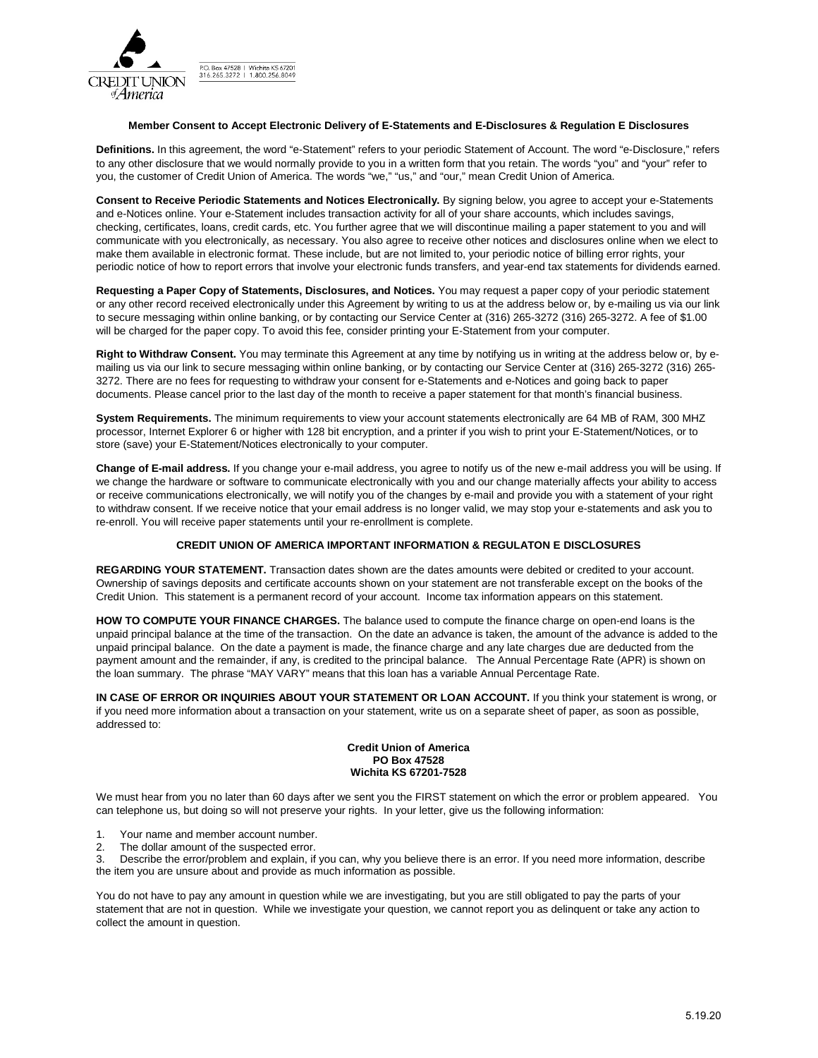CREDIT UNION of America

P.O. Box 47528 | Wichita KS 67201
316.265.3272 | 1.800.256.8049

## Member Consent to Accept Electronic Delivery of E-Statements and E-Disclosures & Regulation E Disclosures

**Definitions.** In this agreement, the word "e-Statement" refers to your periodic Statement of Account. The word "e-Disclosure," refers to any other disclosure that we would normally provide to you in a written form that you retain. The words "you" and "your" refer to you, the customer of Credit Union of America. The words "we," "us," and "our," mean Credit Union of America.

**Consent to Receive Periodic Statements and Notices Electronically.** By signing below, you agree to accept your e-Statements and e-Notices online. Your e-Statement includes transaction activity for all of your share accounts, which includes savings, checking, certificates, loans, credit cards, etc. You further agree that we will discontinue mailing a paper statement to you and will communicate with you electronically, as necessary. You also agree to receive other notices and disclosures online when we elect to make them available in electronic format. These include, but are not limited to, your periodic notice of billing error rights, your periodic notice of how to report errors that involve your electronic funds transfers, and year-end tax statements for dividends earned.

**Requesting a Paper Copy of Statements, Disclosures, and Notices.** You may request a paper copy of your periodic statement or any other record received electronically under this Agreement by writing to us at the address below or, by e-mailing us via our link to secure messaging within online banking, or by contacting our Service Center at (316) 265-3272 (316) 265-3272. A fee of $1.00 will be charged for the paper copy. To avoid this fee, consider printing your E-Statement from your computer.

**Right to Withdraw Consent.** You may terminate this Agreement at any time by notifying us in writing at the address below or, by e-mailing us via our link to secure messaging within online banking, or by contacting our Service Center at (316) 265-3272 (316) 265-3272. There are no fees for requesting to withdraw your consent for e-Statements and e-Notices and going back to paper documents. Please cancel prior to the last day of the month to receive a paper statement for that month's financial business.

**System Requirements.** The minimum requirements to view your account statements electronically are 64 MB of RAM, 300 MHZ processor, Internet Explorer 6 or higher with 128 bit encryption, and a printer if you wish to print your E-Statement/Notices, or to store (save) your E-Statement/Notices electronically to your computer.

**Change of E-mail address.** If you change your e-mail address, you agree to notify us of the new e-mail address you will be using. If we change the hardware or software to communicate electronically with you and our change materially affects your ability to access or receive communications electronically, we will notify you of the changes by e-mail and provide you with a statement of your right to withdraw consent. If we receive notice that your email address is no longer valid, we may stop your e-statements and ask you to re-enroll. You will receive paper statements until your re-enrollment is complete.

## CREDIT UNION OF AMERICA IMPORTANT INFORMATION & REGULATON E DISCLOSURES

**REGARDING YOUR STATEMENT.** Transaction dates shown are the dates amounts were debited or credited to your account. Ownership of savings deposits and certificate accounts shown on your statement are not transferable except on the books of the Credit Union. This statement is a permanent record of your account. Income tax information appears on this statement.

**HOW TO COMPUTE YOUR FINANCE CHARGES.** The balance used to compute the finance charge on open-end loans is the unpaid principal balance at the time of the transaction. On the date an advance is taken, the amount of the advance is added to the unpaid principal balance. On the date a payment is made, the finance charge and any late charges due are deducted from the payment amount and the remainder, if any, is credited to the principal balance. The Annual Percentage Rate (APR) is shown on the loan summary. The phrase "MAY VARY" means that this loan has a variable Annual Percentage Rate.

**IN CASE OF ERROR OR INQUIRIES ABOUT YOUR STATEMENT OR LOAN ACCOUNT.** If you think your statement is wrong, or if you need more information about a transaction on your statement, write us on a separate sheet of paper, as soon as possible, addressed to:

**Credit Union of America**
**PO Box 47528**
**Wichita KS 67201-7528**

We must hear from you no later than 60 days after we sent you the FIRST statement on which the error or problem appeared. You can telephone us, but doing so will not preserve your rights. In your letter, give us the following information:

1. Your name and member account number.
2. The dollar amount of the suspected error.
3. Describe the error/problem and explain, if you can, why you believe there is an error. If you need more information, describe the item you are unsure about and provide as much information as possible.

You do not have to pay any amount in question while we are investigating, but you are still obligated to pay the parts of your statement that are not in question. While we investigate your question, we cannot report you as delinquent or take any action to collect the amount in question.

5.19.20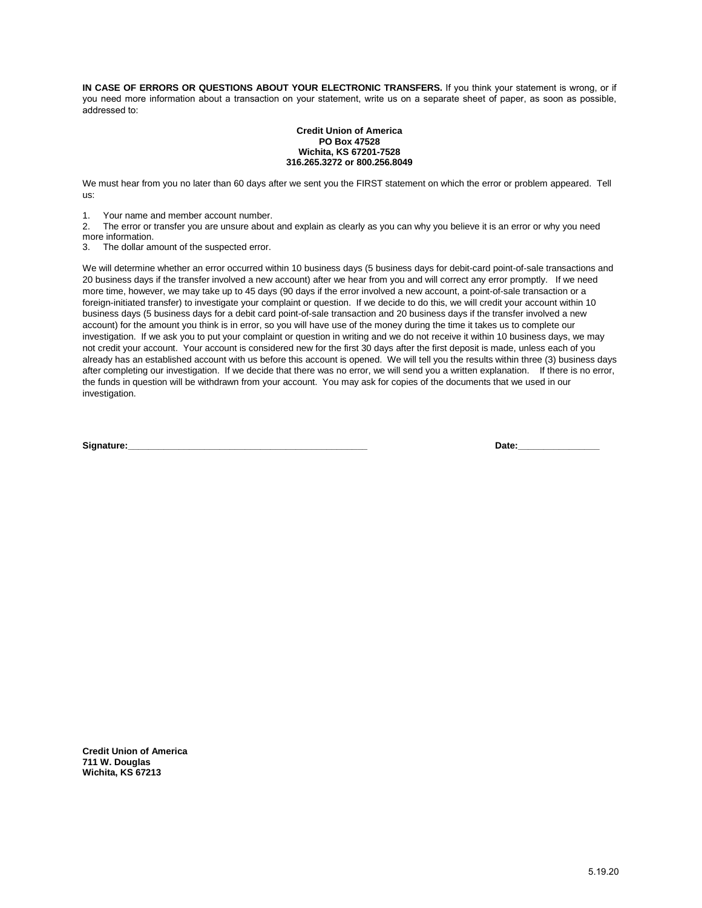**IN CASE OF ERRORS OR QUESTIONS ABOUT YOUR ELECTRONIC TRANSFERS.** If you think your statement is wrong, or if you need more information about a transaction on your statement, write us on a separate sheet of paper, as soon as possible, addressed to:

**Credit Union of America**
**PO Box 47528**
**Wichita, KS 67201-7528**
**316.265.3272 or 800.256.8049**

We must hear from you no later than 60 days after we sent you the FIRST statement on which the error or problem appeared. Tell us:

1. Your name and member account number.
2. The error or transfer you are unsure about and explain as clearly as you can why you believe it is an error or why you need more information.
3. The dollar amount of the suspected error.

We will determine whether an error occurred within 10 business days (5 business days for debit-card point-of-sale transactions and 20 business days if the transfer involved a new account) after we hear from you and will correct any error promptly. If we need more time, however, we may take up to 45 days (90 days if the error involved a new account, a point-of-sale transaction or a foreign-initiated transfer) to investigate your complaint or question. If we decide to do this, we will credit your account within 10 business days (5 business days for a debit card point-of-sale transaction and 20 business days if the transfer involved a new account) for the amount you think is in error, so you will have use of the money during the time it takes us to complete our investigation. If we ask you to put your complaint or question in writing and we do not receive it within 10 business days, we may not credit your account. Your account is considered new for the first 30 days after the first deposit is made, unless each of you already has an established account with us before this account is opened. We will tell you the results within three (3) business days after completing our investigation. If we decide that there was no error, we will send you a written explanation. If there is no error, the funds in question will be withdrawn from your account. You may ask for copies of the documents that we used in our investigation.

**Signature:_______________________________________________** **Date:_______________**

**Credit Union of America**
**711 W. Douglas**
**Wichita, KS 67213**

5.19.20